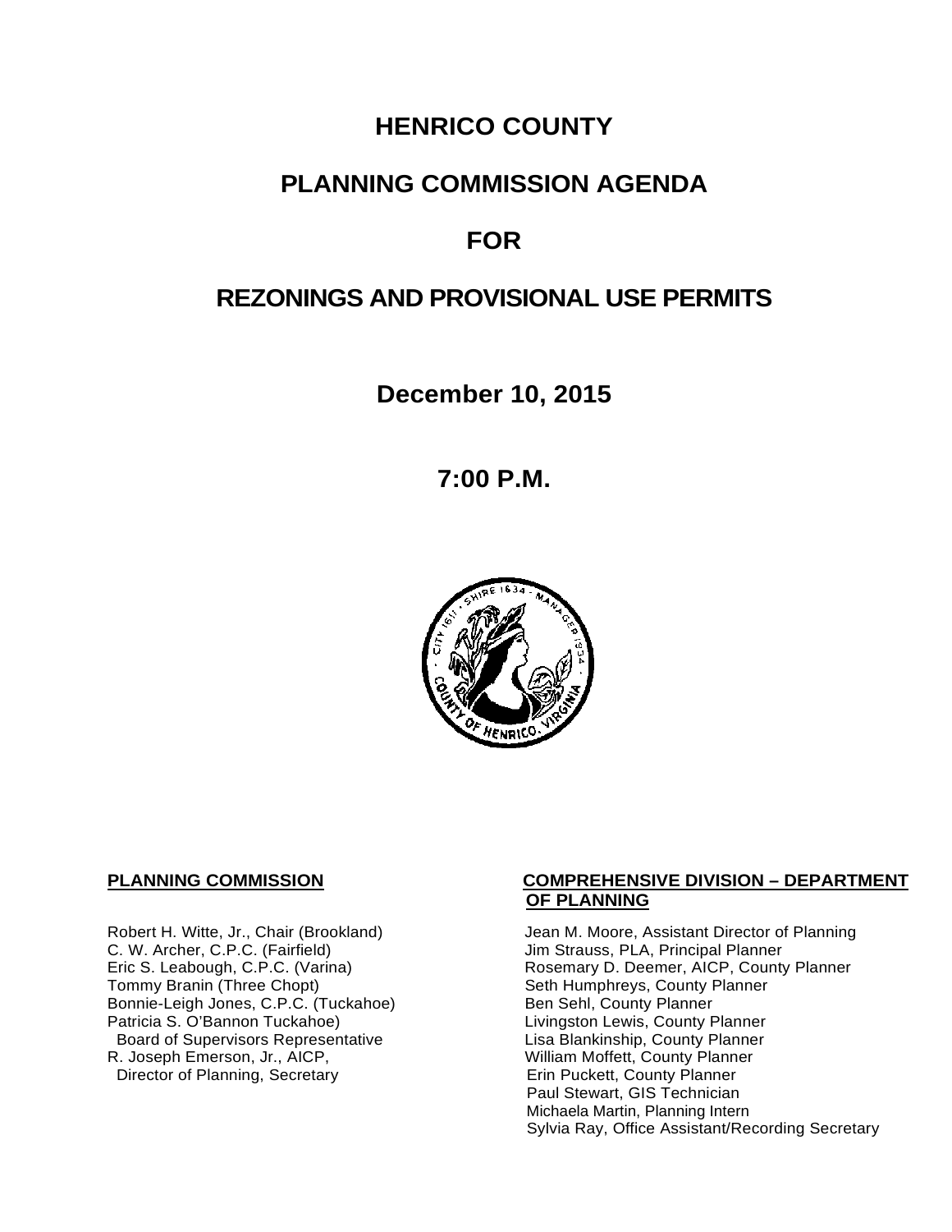# HENRICO COUNTY

# PLANNING COMMISSION AGENDA

# FOR

# REZONINGS AND PROVISIONAL USE PERMITS

## December 10, 2015

## 7:00 P.M.

**PLANNING COMMISSION**

Robert H. Witte, Jr., Chair (Brookland)
C. W. Archer, C.P.C. (Fairfield)
Eric S. Leabough, C.P.C. (Varina)
Tommy Branin (Three Chopt)
Bonnie-Leigh Jones, C.P.C. (Tuckahoe)
Patricia S. O'Bannon Tuckahoe)
Board of Supervisors Representative
R. Joseph Emerson, Jr., AICP,
Director of Planning, Secretary

**COMPREHENSIVE DIVISION – DEPARTMENT OF PLANNING**

Jean M. Moore, Assistant Director of Planning
Jim Strauss, PLA, Principal Planner
Rosemary D. Deemer, AICP, County Planner
Seth Humphreys, County Planner
Ben Sehl, County Planner
Livingston Lewis, County Planner
Lisa Blankinship, County Planner
William Moffett, County Planner
Erin Puckett, County Planner
Paul Stewart, GIS Technician
Michaela Martin, Planning Intern
Sylvia Ray, Office Assistant/Recording Secretary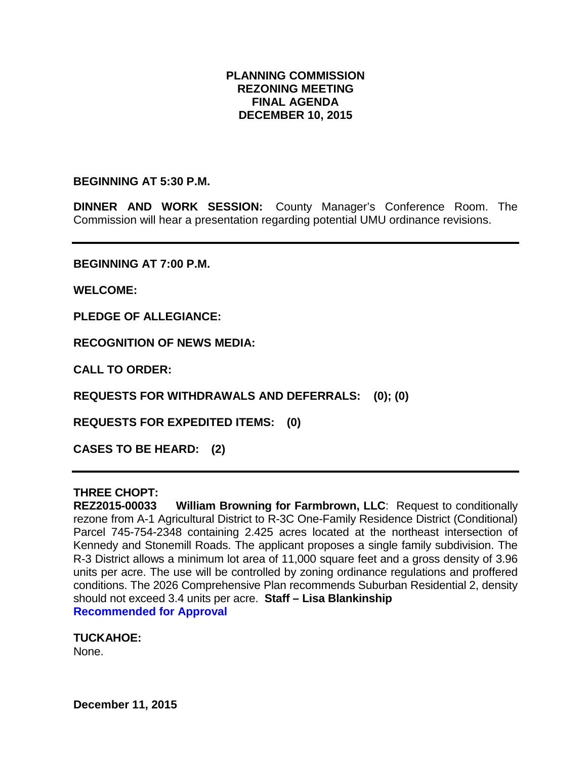# PLANNING COMMISSION
# REZONING MEETING
# FINAL AGENDA
# DECEMBER 10, 2015

**BEGINNING AT 5:30 P.M.**

**DINNER AND WORK SESSION:** County Manager's Conference Room. The Commission will hear a presentation regarding potential UMU ordinance revisions.

---

**BEGINNING AT 7:00 P.M.**

**WELCOME:**

**PLEDGE OF ALLEGIANCE:**

**RECOGNITION OF NEWS MEDIA:**

**CALL TO ORDER:**

**REQUESTS FOR WITHDRAWALS AND DEFERRALS: (0); (0)**

**REQUESTS FOR EXPEDITED ITEMS: (0)**

**CASES TO BE HEARD: (2)**

---

**THREE CHOPT:**

**REZ2015-00033 William Browning for Farmbrown, LLC**: Request to conditionally rezone from A-1 Agricultural District to R-3C One-Family Residence District (Conditional) Parcel 745-754-2348 containing 2.425 acres located at the northeast intersection of Kennedy and Stonemill Roads. The applicant proposes a single family subdivision. The R-3 District allows a minimum lot area of 11,000 square feet and a gross density of 3.96 units per acre. The use will be controlled by zoning ordinance regulations and proffered conditions. The 2026 Comprehensive Plan recommends Suburban Residential 2, density should not exceed 3.4 units per acre. **Staff – Lisa Blankinship**

**Recommended for Approval**

**TUCKAHOE:**

None.

**December 11, 2015**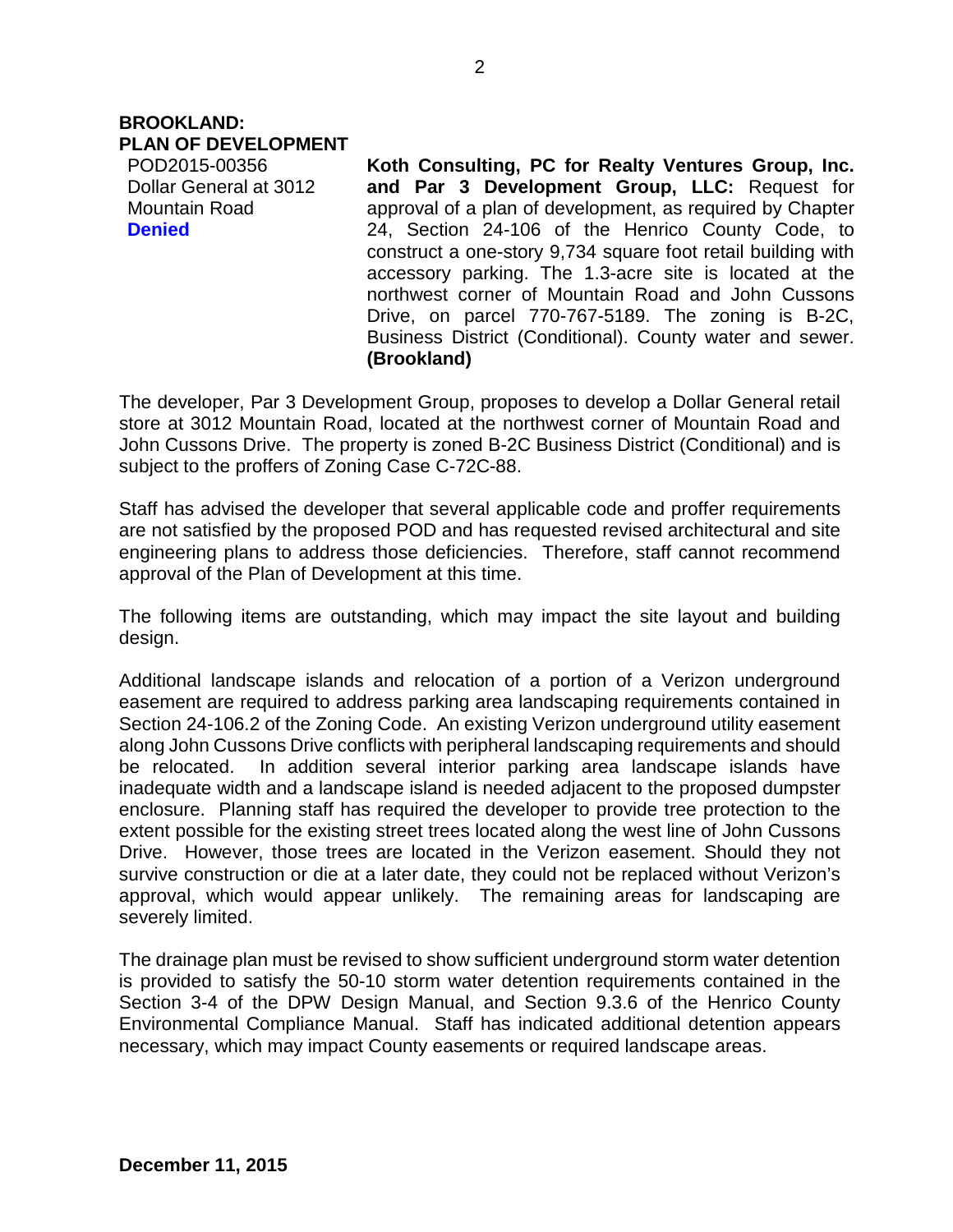**BROOKLAND:**
**PLAN OF DEVELOPMENT**

POD2015-00356
Dollar General at 3012 Mountain Road
**Denied**

**Koth Consulting, PC for Realty Ventures Group, Inc. and Par 3 Development Group, LLC:** Request for approval of a plan of development, as required by Chapter 24, Section 24-106 of the Henrico County Code, to construct a one-story 9,734 square foot retail building with accessory parking. The 1.3-acre site is located at the northwest corner of Mountain Road and John Cussons Drive, on parcel 770-767-5189. The zoning is B-2C, Business District (Conditional). County water and sewer. **(Brookland)**

The developer, Par 3 Development Group, proposes to develop a Dollar General retail store at 3012 Mountain Road, located at the northwest corner of Mountain Road and John Cussons Drive. The property is zoned B-2C Business District (Conditional) and is subject to the proffers of Zoning Case C-72C-88.

Staff has advised the developer that several applicable code and proffer requirements are not satisfied by the proposed POD and has requested revised architectural and site engineering plans to address those deficiencies. Therefore, staff cannot recommend approval of the Plan of Development at this time.

The following items are outstanding, which may impact the site layout and building design.

Additional landscape islands and relocation of a portion of a Verizon underground easement are required to address parking area landscaping requirements contained in Section 24-106.2 of the Zoning Code. An existing Verizon underground utility easement along John Cussons Drive conflicts with peripheral landscaping requirements and should be relocated. In addition several interior parking area landscape islands have inadequate width and a landscape island is needed adjacent to the proposed dumpster enclosure. Planning staff has required the developer to provide tree protection to the extent possible for the existing street trees located along the west line of John Cussons Drive. However, those trees are located in the Verizon easement. Should they not survive construction or die at a later date, they could not be replaced without Verizon's approval, which would appear unlikely. The remaining areas for landscaping are severely limited.

The drainage plan must be revised to show sufficient underground storm water detention is provided to satisfy the 50-10 storm water detention requirements contained in the Section 3-4 of the DPW Design Manual, and Section 9.3.6 of the Henrico County Environmental Compliance Manual. Staff has indicated additional detention appears necessary, which may impact County easements or required landscape areas.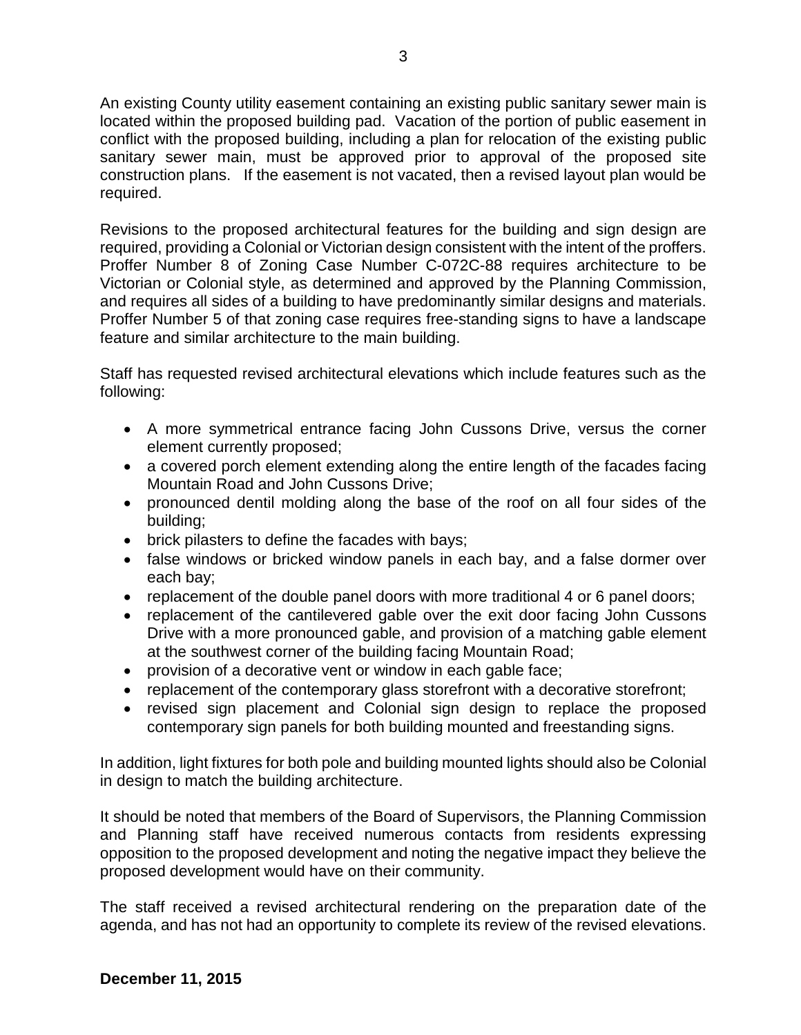An existing County utility easement containing an existing public sanitary sewer main is located within the proposed building pad. Vacation of the portion of public easement in conflict with the proposed building, including a plan for relocation of the existing public sanitary sewer main, must be approved prior to approval of the proposed site construction plans. If the easement is not vacated, then a revised layout plan would be required.

Revisions to the proposed architectural features for the building and sign design are required, providing a Colonial or Victorian design consistent with the intent of the proffers. Proffer Number 8 of Zoning Case Number C-072C-88 requires architecture to be Victorian or Colonial style, as determined and approved by the Planning Commission, and requires all sides of a building to have predominantly similar designs and materials. Proffer Number 5 of that zoning case requires free-standing signs to have a landscape feature and similar architecture to the main building.

Staff has requested revised architectural elevations which include features such as the following:

- A more symmetrical entrance facing John Cussons Drive, versus the corner element currently proposed;
- a covered porch element extending along the entire length of the facades facing Mountain Road and John Cussons Drive;
- pronounced dentil molding along the base of the roof on all four sides of the building;
- brick pilasters to define the facades with bays;
- false windows or bricked window panels in each bay, and a false dormer over each bay;
- replacement of the double panel doors with more traditional 4 or 6 panel doors;
- replacement of the cantilevered gable over the exit door facing John Cussons Drive with a more pronounced gable, and provision of a matching gable element at the southwest corner of the building facing Mountain Road;
- provision of a decorative vent or window in each gable face;
- replacement of the contemporary glass storefront with a decorative storefront;
- revised sign placement and Colonial sign design to replace the proposed contemporary sign panels for both building mounted and freestanding signs.

In addition, light fixtures for both pole and building mounted lights should also be Colonial in design to match the building architecture.

It should be noted that members of the Board of Supervisors, the Planning Commission and Planning staff have received numerous contacts from residents expressing opposition to the proposed development and noting the negative impact they believe the proposed development would have on their community.

The staff received a revised architectural rendering on the preparation date of the agenda, and has not had an opportunity to complete its review of the revised elevations.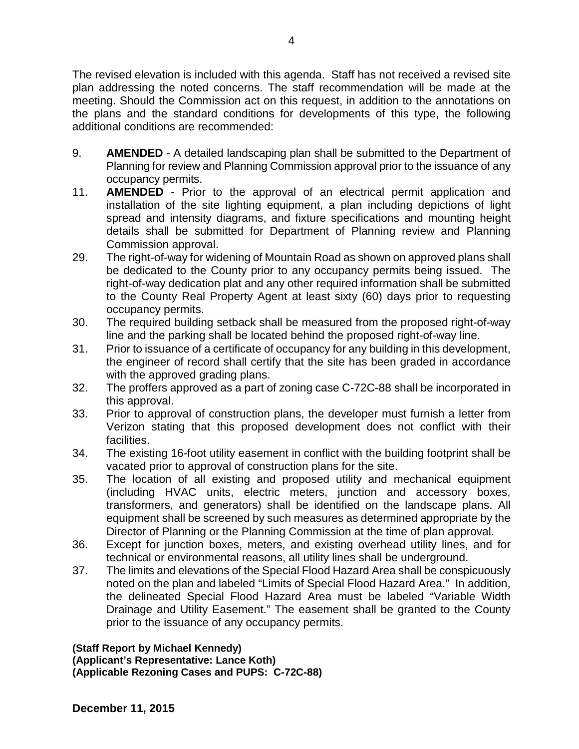The revised elevation is included with this agenda. Staff has not received a revised site plan addressing the noted concerns. The staff recommendation will be made at the meeting. Should the Commission act on this request, in addition to the annotations on the plans and the standard conditions for developments of this type, the following additional conditions are recommended:

9. **AMENDED** - A detailed landscaping plan shall be submitted to the Department of Planning for review and Planning Commission approval prior to the issuance of any occupancy permits.
11. **AMENDED** - Prior to the approval of an electrical permit application and installation of the site lighting equipment, a plan including depictions of light spread and intensity diagrams, and fixture specifications and mounting height details shall be submitted for Department of Planning review and Planning Commission approval.
29. The right-of-way for widening of Mountain Road as shown on approved plans shall be dedicated to the County prior to any occupancy permits being issued. The right-of-way dedication plat and any other required information shall be submitted to the County Real Property Agent at least sixty (60) days prior to requesting occupancy permits.
30. The required building setback shall be measured from the proposed right-of-way line and the parking shall be located behind the proposed right-of-way line.
31. Prior to issuance of a certificate of occupancy for any building in this development, the engineer of record shall certify that the site has been graded in accordance with the approved grading plans.
32. The proffers approved as a part of zoning case C-72C-88 shall be incorporated in this approval.
33. Prior to approval of construction plans, the developer must furnish a letter from Verizon stating that this proposed development does not conflict with their facilities.
34. The existing 16-foot utility easement in conflict with the building footprint shall be vacated prior to approval of construction plans for the site.
35. The location of all existing and proposed utility and mechanical equipment (including HVAC units, electric meters, junction and accessory boxes, transformers, and generators) shall be identified on the landscape plans. All equipment shall be screened by such measures as determined appropriate by the Director of Planning or the Planning Commission at the time of plan approval.
36. Except for junction boxes, meters, and existing overhead utility lines, and for technical or environmental reasons, all utility lines shall be underground.
37. The limits and elevations of the Special Flood Hazard Area shall be conspicuously noted on the plan and labeled "Limits of Special Flood Hazard Area." In addition, the delineated Special Flood Hazard Area must be labeled "Variable Width Drainage and Utility Easement." The easement shall be granted to the County prior to the issuance of any occupancy permits.

**(Staff Report by Michael Kennedy)**
**(Applicant's Representative: Lance Koth)**
**(Applicable Rezoning Cases and PUPS: C-72C-88)**

**December 11, 2015**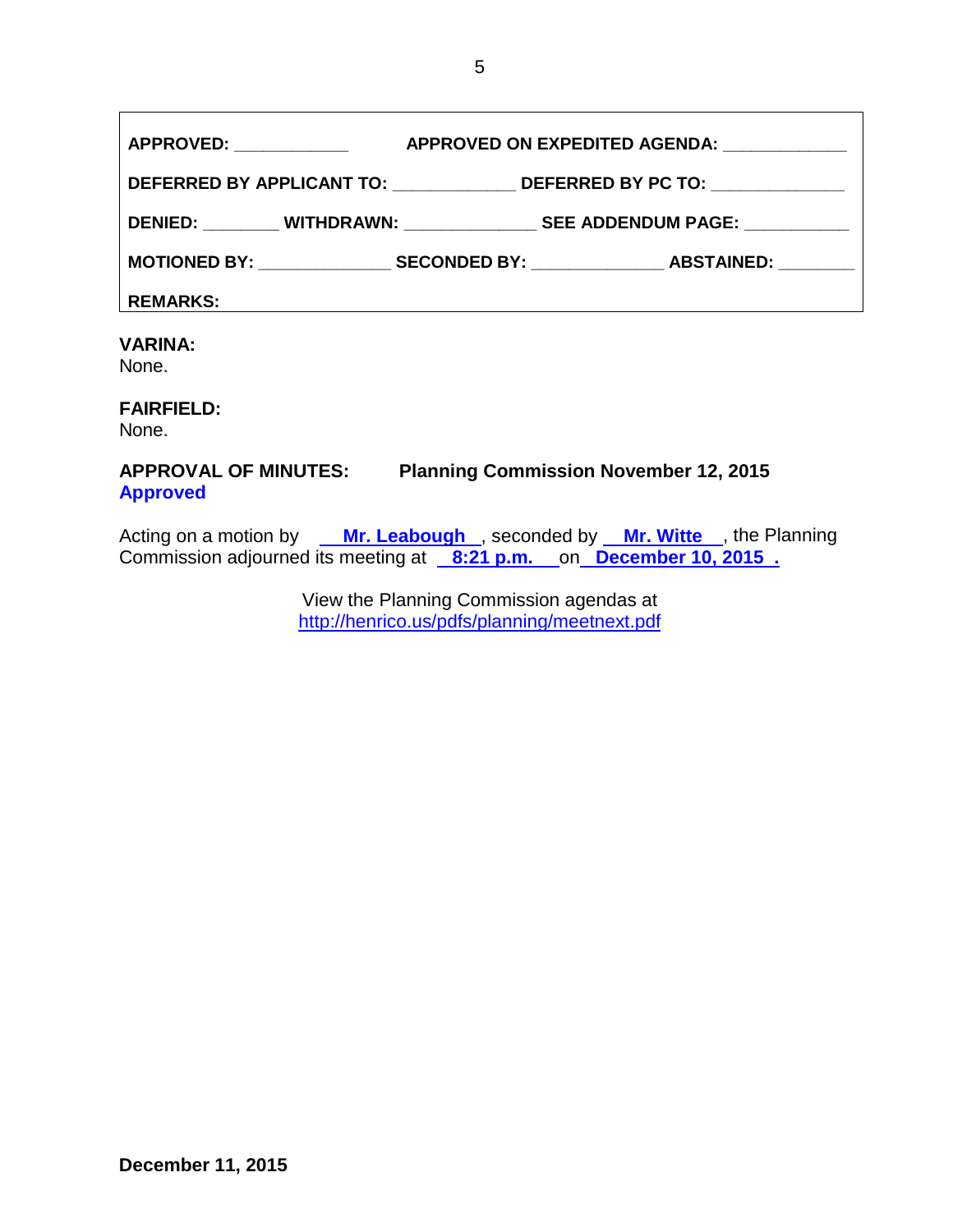| | | |
|---|---|---|
| **APPROVED:** ___________ | **APPROVED ON EXPEDITED AGENDA:** ___________ | |
| **DEFERRED BY APPLICANT TO:** ___________ | **DEFERRED BY PC TO:** ___________ | |
| **DENIED:** _______ | **WITHDRAWN:** ___________ | **SEE ADDENDUM PAGE:** ___________ |
| **MOTIONED BY:** ___________ | **SECONDED BY:** ___________ | **ABSTAINED:** _______ |
| **REMARKS:** | | |

**VARINA:**
None.

**FAIRFIELD:**
None.

**APPROVAL OF MINUTES:** **Planning Commission November 12, 2015**
**Approved**

Acting on a motion by **Mr. Leabough**, seconded by **Mr. Witte**, the Planning Commission adjourned its meeting at **8:21 p.m.** on **December 10, 2015**.

View the Planning Commission agendas at
http://henrico.us/pdfs/planning/meetnext.pdf

**December 11, 2015**